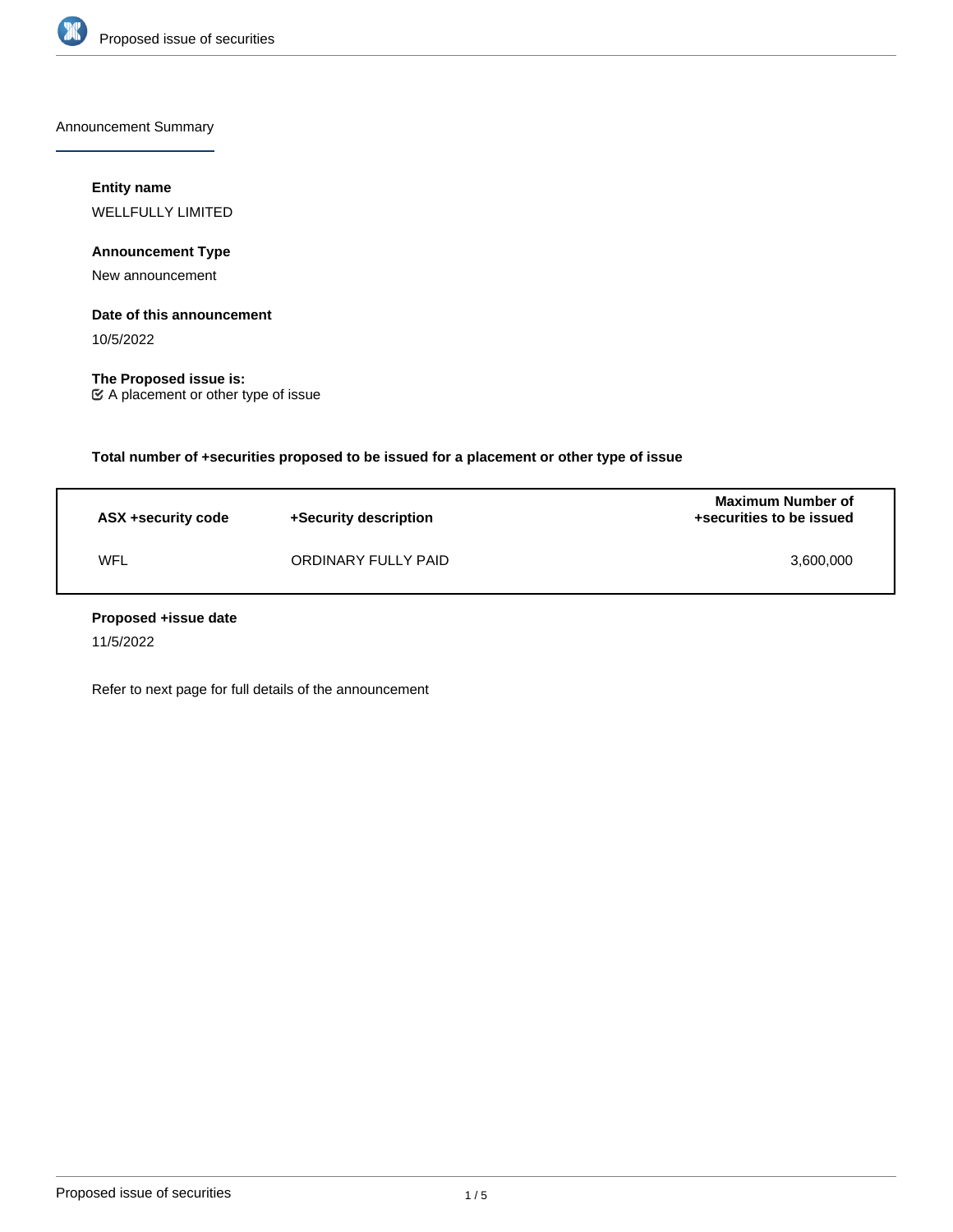Announcement Summary

**Entity name**

WELLFULLY LIMITED

**Announcement Type**

New announcement

**Date of this announcement**

10/5/2022

**The Proposed issue is:**

☑ A placement or other type of issue

**Total number of +securities proposed to be issued for a placement or other type of issue**

| ASX +security code | +Security description | Maximum Number of +securities to be issued |
|---|---|---|
| WFL | ORDINARY FULLY PAID | 3,600,000 |

**Proposed +issue date**

11/5/2022

Refer to next page for full details of the announcement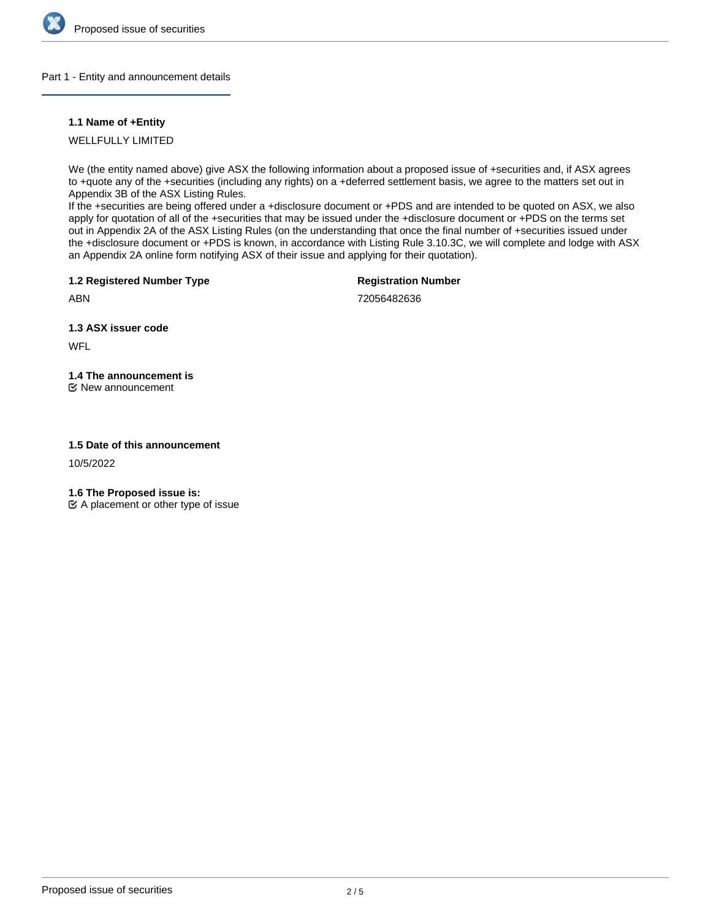## Part 1 - Entity and announcement details

### 1.1 Name of +Entity

WELLFULLY LIMITED

We (the entity named above) give ASX the following information about a proposed issue of +securities and, if ASX agrees to +quote any of the +securities (including any rights) on a +deferred settlement basis, we agree to the matters set out in Appendix 3B of the ASX Listing Rules.

If the +securities are being offered under a +disclosure document or +PDS and are intended to be quoted on ASX, we also apply for quotation of all of the +securities that may be issued under the +disclosure document or +PDS on the terms set out in Appendix 2A of the ASX Listing Rules (on the understanding that once the final number of +securities issued under the +disclosure document or +PDS is known, in accordance with Listing Rule 3.10.3C, we will complete and lodge with ASX an Appendix 2A online form notifying ASX of their issue and applying for their quotation).

**1.2 Registered Number Type**

ABN

**Registration Number**

72056482636

**1.3 ASX issuer code**

WFL

**1.4 The announcement is**

New announcement

**1.5 Date of this announcement**

10/5/2022

**1.6 The Proposed issue is:**

A placement or other type of issue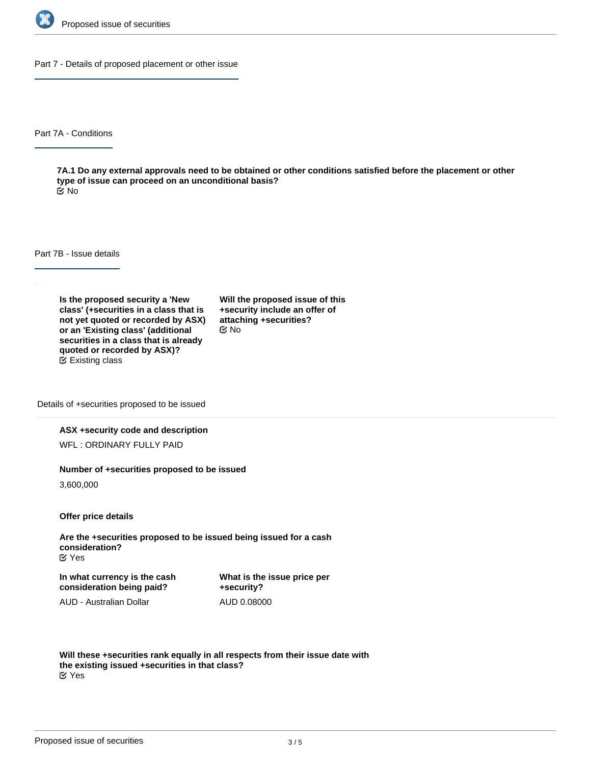## Part 7 - Details of proposed placement or other issue

### Part 7A - Conditions

**7A.1 Do any external approvals need to be obtained or other conditions satisfied before the placement or other type of issue can proceed on an unconditional basis?**

No

### Part 7B - Issue details

**Is the proposed security a 'New class' (+securities in a class that is not yet quoted or recorded by ASX) or an 'Existing class' (additional securities in a class that is already quoted or recorded by ASX)?**

Existing class

**Will the proposed issue of this +security include an offer of attaching +securities?**

No

Details of +securities proposed to be issued

**ASX +security code and description**

WFL : ORDINARY FULLY PAID

**Number of +securities proposed to be issued**

3,600,000

**Offer price details**

**Are the +securities proposed to be issued being issued for a cash consideration?**

Yes

**In what currency is the cash consideration being paid?**

AUD - Australian Dollar

**What is the issue price per +security?**

AUD 0.08000

**Will these +securities rank equally in all respects from their issue date with the existing issued +securities in that class?**

Yes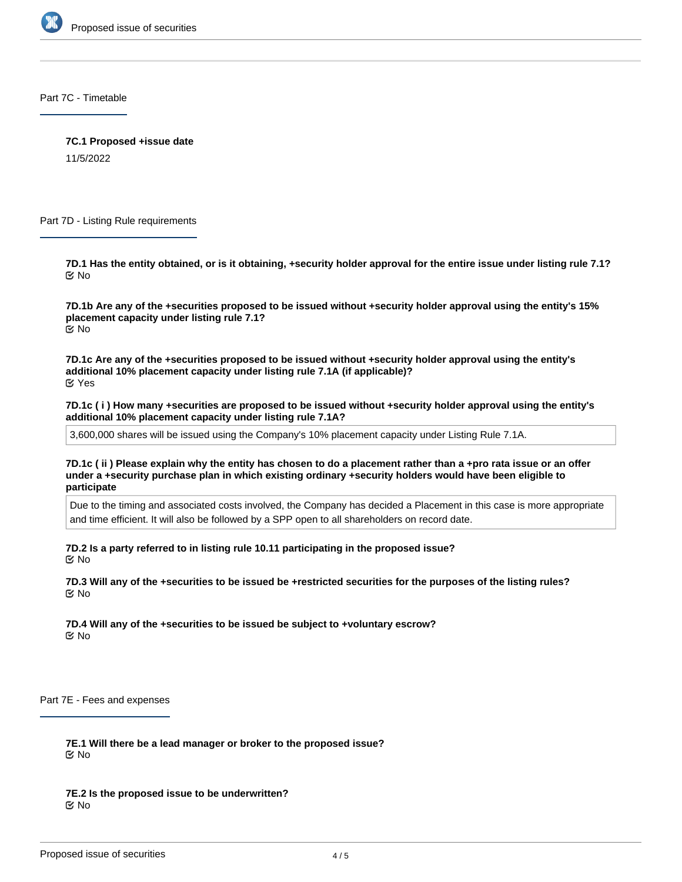## Part 7C - Timetable

**7C.1 Proposed +issue date**

11/5/2022

## Part 7D - Listing Rule requirements

**7D.1 Has the entity obtained, or is it obtaining, +security holder approval for the entire issue under listing rule 7.1?**

No

**7D.1b Are any of the +securities proposed to be issued without +security holder approval using the entity's 15% placement capacity under listing rule 7.1?**

No

**7D.1c Are any of the +securities proposed to be issued without +security holder approval using the entity's additional 10% placement capacity under listing rule 7.1A (if applicable)?**

Yes

**7D.1c ( i ) How many +securities are proposed to be issued without +security holder approval using the entity's additional 10% placement capacity under listing rule 7.1A?**

3,600,000 shares will be issued using the Company's 10% placement capacity under Listing Rule 7.1A.

**7D.1c ( ii ) Please explain why the entity has chosen to do a placement rather than a +pro rata issue or an offer under a +security purchase plan in which existing ordinary +security holders would have been eligible to participate**

Due to the timing and associated costs involved, the Company has decided a Placement in this case is more appropriate and time efficient. It will also be followed by a SPP open to all shareholders on record date.

**7D.2 Is a party referred to in listing rule 10.11 participating in the proposed issue?**

No

**7D.3 Will any of the +securities to be issued be +restricted securities for the purposes of the listing rules?**

No

**7D.4 Will any of the +securities to be issued be subject to +voluntary escrow?**

No

## Part 7E - Fees and expenses

**7E.1 Will there be a lead manager or broker to the proposed issue?**

No

**7E.2 Is the proposed issue to be underwritten?**

No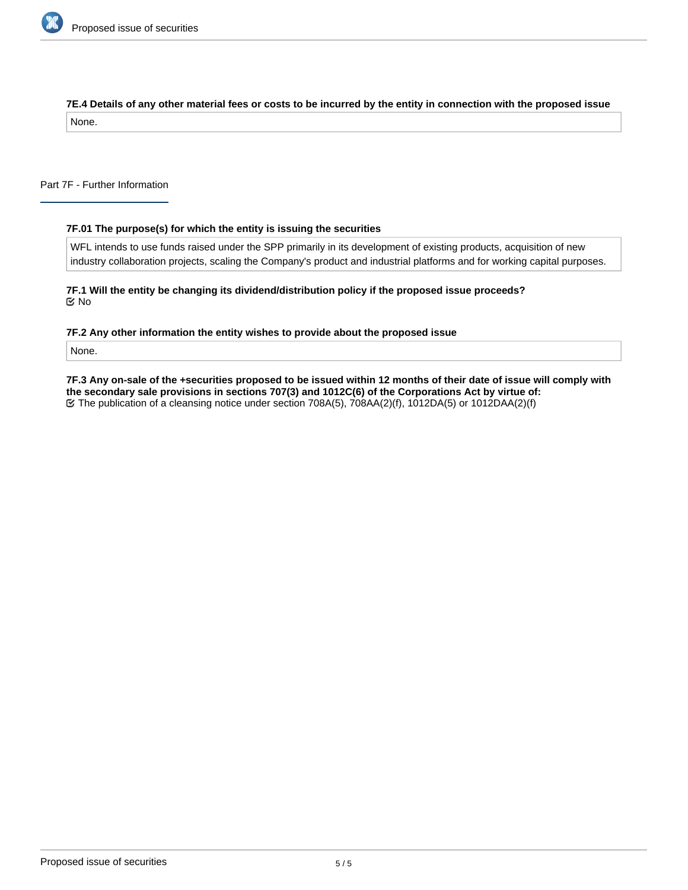**7E.4 Details of any other material fees or costs to be incurred by the entity in connection with the proposed issue**

None.

## Part 7F - Further Information

**7F.01 The purpose(s) for which the entity is issuing the securities**

WFL intends to use funds raised under the SPP primarily in its development of existing products, acquisition of new industry collaboration projects, scaling the Company's product and industrial platforms and for working capital purposes.

**7F.1 Will the entity be changing its dividend/distribution policy if the proposed issue proceeds?**

☑ No

**7F.2 Any other information the entity wishes to provide about the proposed issue**

None.

**7F.3 Any on-sale of the +securities proposed to be issued within 12 months of their date of issue will comply with the secondary sale provisions in sections 707(3) and 1012C(6) of the Corporations Act by virtue of:**

☑ The publication of a cleansing notice under section 708A(5), 708AA(2)(f), 1012DA(5) or 1012DAA(2)(f)